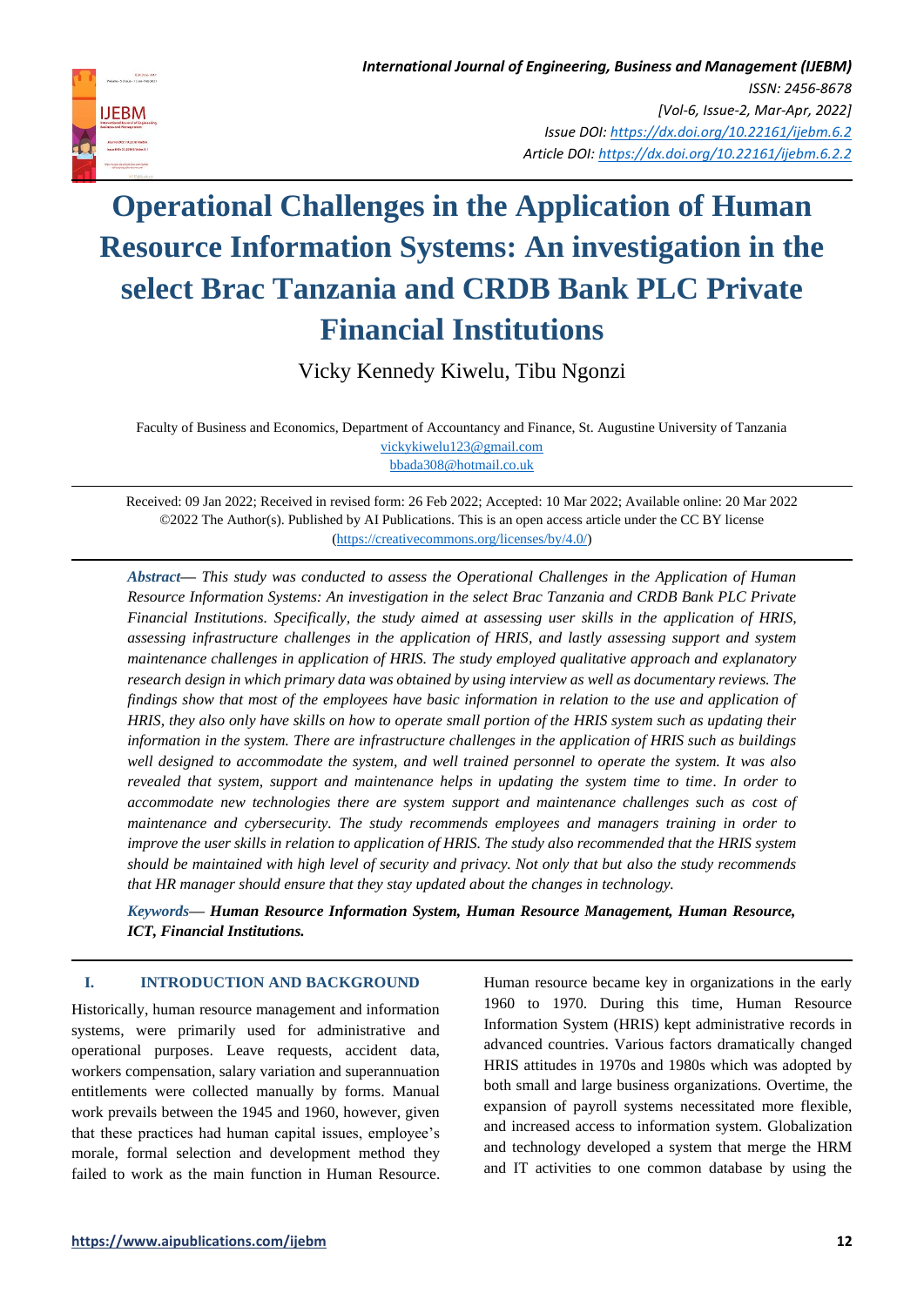# Operational Challenges in the Application of Human Resource Information Systems: An investigation in the select Brac Tanzania and CRDB Bank PLC Private Financial Institutions

Vicky Kennedy Kiwelu, Tibu Ngonzi

Faculty of Business and Economics, Department of Accountancy and Finance, St. Augustine University of Tanzania
vickykiwelu123@gmail.com
bbada308@hotmail.co.uk

Received: 09 Jan 2022; Received in revised form: 26 Feb 2022; Accepted: 10 Mar 2022; Available online: 20 Mar 2022
©2022 The Author(s). Published by AI Publications. This is an open access article under the CC BY license (https://creativecommons.org/licenses/by/4.0/)

***Abstract*— *This study was conducted to assess the Operational Challenges in the Application of Human Resource Information Systems: An investigation in the select Brac Tanzania and CRDB Bank PLC Private Financial Institutions. Specifically, the study aimed at assessing user skills in the application of HRIS, assessing infrastructure challenges in the application of HRIS, and lastly assessing support and system maintenance challenges in application of HRIS. The study employed qualitative approach and explanatory research design in which primary data was obtained by using interview as well as documentary reviews. The findings show that most of the employees have basic information in relation to the use and application of HRIS, they also only have skills on how to operate small portion of the HRIS system such as updating their information in the system. There are infrastructure challenges in the application of HRIS such as buildings well designed to accommodate the system, and well trained personnel to operate the system. It was also revealed that system, support and maintenance helps in updating the system time to time. In order to accommodate new technologies there are system support and maintenance challenges such as cost of maintenance and cybersecurity. The study recommends employees and managers training in order to improve the user skills in relation to application of HRIS. The study also recommended that the HRIS system should be maintained with high level of security and privacy. Not only that but also the study recommends that HR manager should ensure that they stay updated about the changes in technology.*

***Keywords*— *Human Resource Information System, Human Resource Management, Human Resource, ICT, Financial Institutions.***

## I. INTRODUCTION AND BACKGROUND

Historically, human resource management and information systems, were primarily used for administrative and operational purposes. Leave requests, accident data, workers compensation, salary variation and superannuation entitlements were collected manually by forms. Manual work prevails between the 1945 and 1960, however, given that these practices had human capital issues, employee's morale, formal selection and development method they failed to work as the main function in Human Resource. Human resource became key in organizations in the early 1960 to 1970. During this time, Human Resource Information System (HRIS) kept administrative records in advanced countries. Various factors dramatically changed HRIS attitudes in 1970s and 1980s which was adopted by both small and large business organizations. Overtime, the expansion of payroll systems necessitated more flexible, and increased access to information system. Globalization and technology developed a system that merge the HRM and IT activities to one common database by using the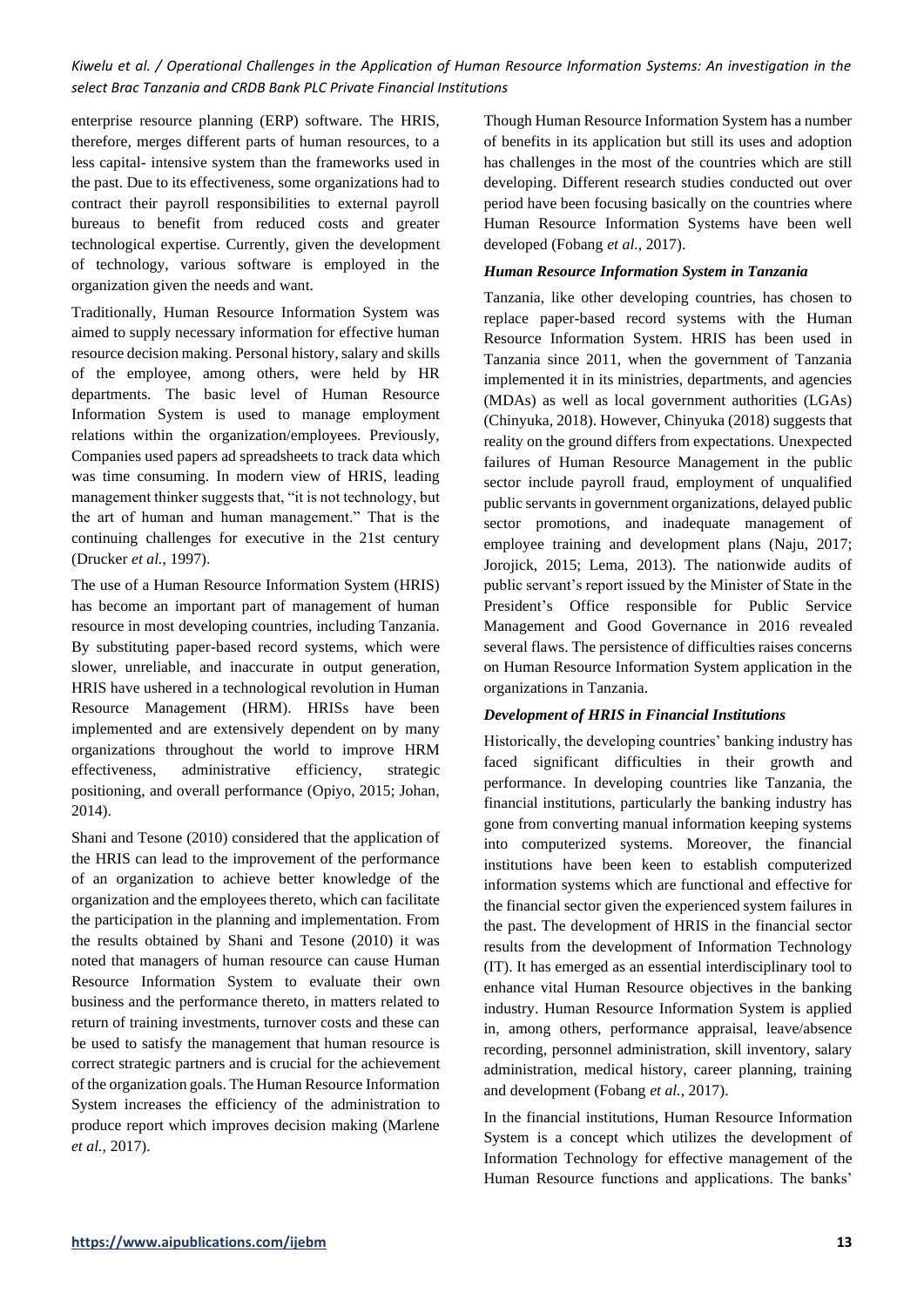enterprise resource planning (ERP) software. The HRIS, therefore, merges different parts of human resources, to a less capital- intensive system than the frameworks used in the past. Due to its effectiveness, some organizations had to contract their payroll responsibilities to external payroll bureaus to benefit from reduced costs and greater technological expertise. Currently, given the development of technology, various software is employed in the organization given the needs and want.

Traditionally, Human Resource Information System was aimed to supply necessary information for effective human resource decision making. Personal history, salary and skills of the employee, among others, were held by HR departments. The basic level of Human Resource Information System is used to manage employment relations within the organization/employees. Previously, Companies used papers ad spreadsheets to track data which was time consuming. In modern view of HRIS, leading management thinker suggests that, "it is not technology, but the art of human and human management." That is the continuing challenges for executive in the 21st century (Drucker *et al.*, 1997).

The use of a Human Resource Information System (HRIS) has become an important part of management of human resource in most developing countries, including Tanzania. By substituting paper-based record systems, which were slower, unreliable, and inaccurate in output generation, HRIS have ushered in a technological revolution in Human Resource Management (HRM). HRISs have been implemented and are extensively dependent on by many organizations throughout the world to improve HRM effectiveness, administrative efficiency, strategic positioning, and overall performance (Opiyo, 2015; Johan, 2014).

Shani and Tesone (2010) considered that the application of the HRIS can lead to the improvement of the performance of an organization to achieve better knowledge of the organization and the employees thereto, which can facilitate the participation in the planning and implementation. From the results obtained by Shani and Tesone (2010) it was noted that managers of human resource can cause Human Resource Information System to evaluate their own business and the performance thereto, in matters related to return of training investments, turnover costs and these can be used to satisfy the management that human resource is correct strategic partners and is crucial for the achievement of the organization goals. The Human Resource Information System increases the efficiency of the administration to produce report which improves decision making (Marlene *et al.,* 2017).

Though Human Resource Information System has a number of benefits in its application but still its uses and adoption has challenges in the most of the countries which are still developing. Different research studies conducted out over period have been focusing basically on the countries where Human Resource Information Systems have been well developed (Fobang *et al.*, 2017).

### *Human Resource Information System in Tanzania*

Tanzania, like other developing countries, has chosen to replace paper-based record systems with the Human Resource Information System. HRIS has been used in Tanzania since 2011, when the government of Tanzania implemented it in its ministries, departments, and agencies (MDAs) as well as local government authorities (LGAs) (Chinyuka, 2018). However, Chinyuka (2018) suggests that reality on the ground differs from expectations. Unexpected failures of Human Resource Management in the public sector include payroll fraud, employment of unqualified public servants in government organizations, delayed public sector promotions, and inadequate management of employee training and development plans (Naju, 2017; Jorojick, 2015; Lema, 2013). The nationwide audits of public servant's report issued by the Minister of State in the President's Office responsible for Public Service Management and Good Governance in 2016 revealed several flaws. The persistence of difficulties raises concerns on Human Resource Information System application in the organizations in Tanzania.

### *Development of HRIS in Financial Institutions*

Historically, the developing countries' banking industry has faced significant difficulties in their growth and performance. In developing countries like Tanzania, the financial institutions, particularly the banking industry has gone from converting manual information keeping systems into computerized systems. Moreover, the financial institutions have been keen to establish computerized information systems which are functional and effective for the financial sector given the experienced system failures in the past. The development of HRIS in the financial sector results from the development of Information Technology (IT). It has emerged as an essential interdisciplinary tool to enhance vital Human Resource objectives in the banking industry. Human Resource Information System is applied in, among others, performance appraisal, leave/absence recording, personnel administration, skill inventory, salary administration, medical history, career planning, training and development (Fobang *et al.,* 2017).

In the financial institutions, Human Resource Information System is a concept which utilizes the development of Information Technology for effective management of the Human Resource functions and applications. The banks'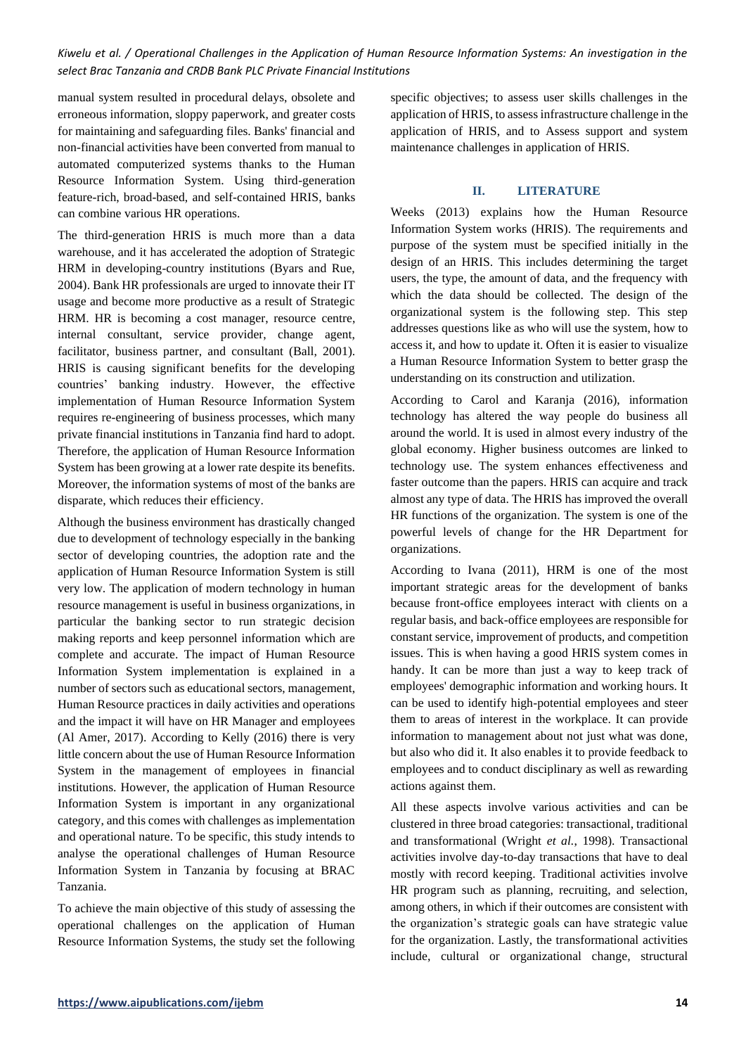manual system resulted in procedural delays, obsolete and erroneous information, sloppy paperwork, and greater costs for maintaining and safeguarding files. Banks' financial and non-financial activities have been converted from manual to automated computerized systems thanks to the Human Resource Information System. Using third-generation feature-rich, broad-based, and self-contained HRIS, banks can combine various HR operations.

The third-generation HRIS is much more than a data warehouse, and it has accelerated the adoption of Strategic HRM in developing-country institutions (Byars and Rue, 2004). Bank HR professionals are urged to innovate their IT usage and become more productive as a result of Strategic HRM. HR is becoming a cost manager, resource centre, internal consultant, service provider, change agent, facilitator, business partner, and consultant (Ball, 2001). HRIS is causing significant benefits for the developing countries' banking industry. However, the effective implementation of Human Resource Information System requires re-engineering of business processes, which many private financial institutions in Tanzania find hard to adopt. Therefore, the application of Human Resource Information System has been growing at a lower rate despite its benefits. Moreover, the information systems of most of the banks are disparate, which reduces their efficiency.

Although the business environment has drastically changed due to development of technology especially in the banking sector of developing countries, the adoption rate and the application of Human Resource Information System is still very low. The application of modern technology in human resource management is useful in business organizations, in particular the banking sector to run strategic decision making reports and keep personnel information which are complete and accurate. The impact of Human Resource Information System implementation is explained in a number of sectors such as educational sectors, management, Human Resource practices in daily activities and operations and the impact it will have on HR Manager and employees (Al Amer, 2017). According to Kelly (2016) there is very little concern about the use of Human Resource Information System in the management of employees in financial institutions. However, the application of Human Resource Information System is important in any organizational category, and this comes with challenges as implementation and operational nature. To be specific, this study intends to analyse the operational challenges of Human Resource Information System in Tanzania by focusing at BRAC Tanzania.

To achieve the main objective of this study of assessing the operational challenges on the application of Human Resource Information Systems, the study set the following specific objectives; to assess user skills challenges in the application of HRIS, to assess infrastructure challenge in the application of HRIS, and to Assess support and system maintenance challenges in application of HRIS.

## II. LITERATURE

Weeks (2013) explains how the Human Resource Information System works (HRIS). The requirements and purpose of the system must be specified initially in the design of an HRIS. This includes determining the target users, the type, the amount of data, and the frequency with which the data should be collected. The design of the organizational system is the following step. This step addresses questions like as who will use the system, how to access it, and how to update it. Often it is easier to visualize a Human Resource Information System to better grasp the understanding on its construction and utilization.

According to Carol and Karanja (2016), information technology has altered the way people do business all around the world. It is used in almost every industry of the global economy. Higher business outcomes are linked to technology use. The system enhances effectiveness and faster outcome than the papers. HRIS can acquire and track almost any type of data. The HRIS has improved the overall HR functions of the organization. The system is one of the powerful levels of change for the HR Department for organizations.

According to Ivana (2011), HRM is one of the most important strategic areas for the development of banks because front-office employees interact with clients on a regular basis, and back-office employees are responsible for constant service, improvement of products, and competition issues. This is when having a good HRIS system comes in handy. It can be more than just a way to keep track of employees' demographic information and working hours. It can be used to identify high-potential employees and steer them to areas of interest in the workplace. It can provide information to management about not just what was done, but also who did it. It also enables it to provide feedback to employees and to conduct disciplinary as well as rewarding actions against them.

All these aspects involve various activities and can be clustered in three broad categories: transactional, traditional and transformational (Wright *et al.*, 1998). Transactional activities involve day-to-day transactions that have to deal mostly with record keeping. Traditional activities involve HR program such as planning, recruiting, and selection, among others, in which if their outcomes are consistent with the organization's strategic goals can have strategic value for the organization. Lastly, the transformational activities include, cultural or organizational change, structural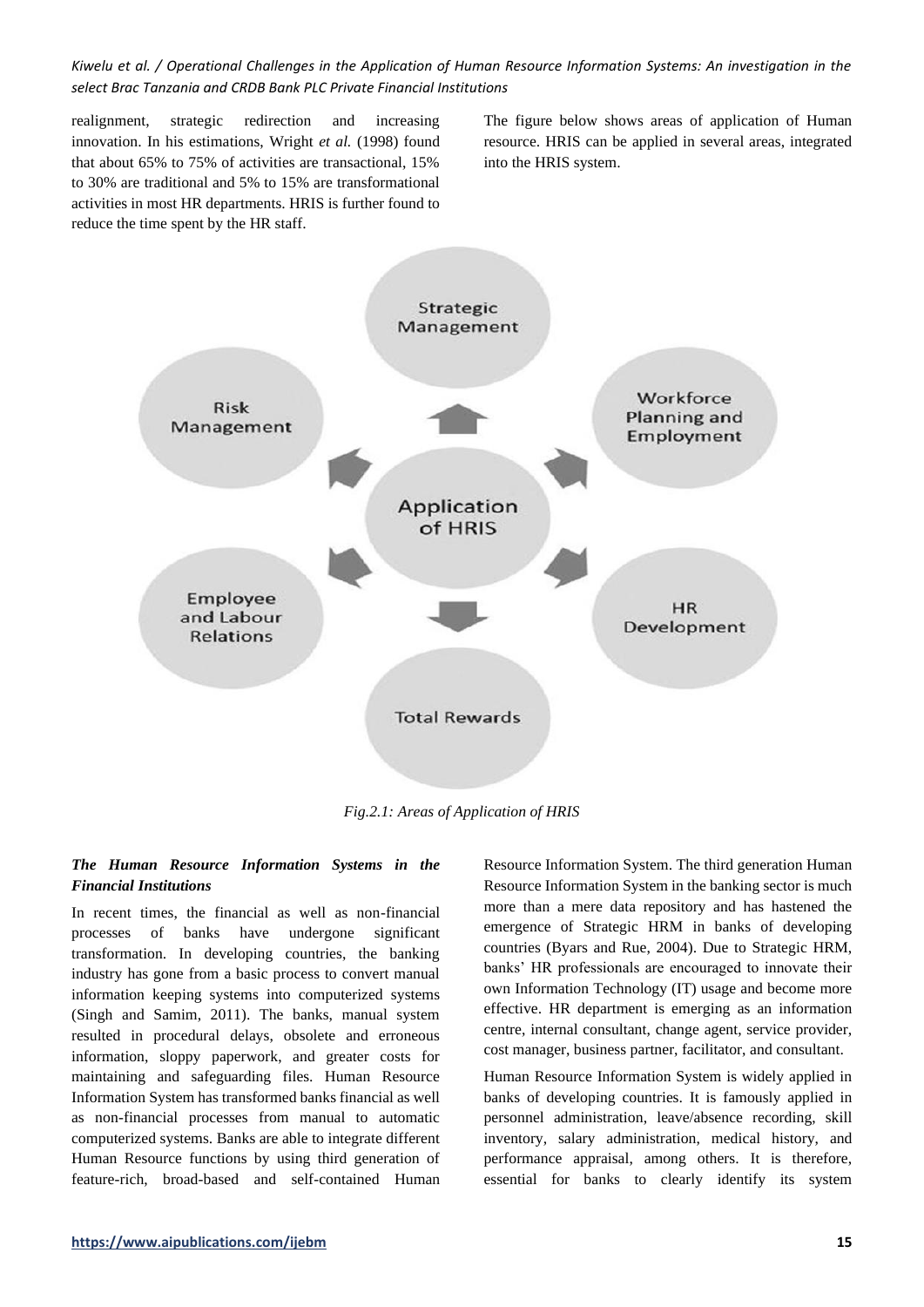realignment, strategic redirection and increasing innovation. In his estimations, Wright *et al.* (1998) found that about 65% to 75% of activities are transactional, 15% to 30% are traditional and 5% to 15% are transformational activities in most HR departments. HRIS is further found to reduce the time spent by the HR staff.

The figure below shows areas of application of Human resource. HRIS can be applied in several areas, integrated into the HRIS system.

Strategic Management

Workforce Planning and Employment

HR Development

Total Rewards

Employee and Labour Relations

Risk Management

Application of HRIS

*Fig.2.1: Areas of Application of HRIS*

### *The Human Resource Information Systems in the Financial Institutions*

In recent times, the financial as well as non-financial processes of banks have undergone significant transformation. In developing countries, the banking industry has gone from a basic process to convert manual information keeping systems into computerized systems (Singh and Samim, 2011). The banks, manual system resulted in procedural delays, obsolete and erroneous information, sloppy paperwork, and greater costs for maintaining and safeguarding files. Human Resource Information System has transformed banks financial as well as non-financial processes from manual to automatic computerized systems. Banks are able to integrate different Human Resource functions by using third generation of feature-rich, broad-based and self-contained Human Resource Information System. The third generation Human Resource Information System in the banking sector is much more than a mere data repository and has hastened the emergence of Strategic HRM in banks of developing countries (Byars and Rue, 2004). Due to Strategic HRM, banks' HR professionals are encouraged to innovate their own Information Technology (IT) usage and become more effective. HR department is emerging as an information centre, internal consultant, change agent, service provider, cost manager, business partner, facilitator, and consultant.

Human Resource Information System is widely applied in banks of developing countries. It is famously applied in personnel administration, leave/absence recording, skill inventory, salary administration, medical history, and performance appraisal, among others. It is therefore, essential for banks to clearly identify its system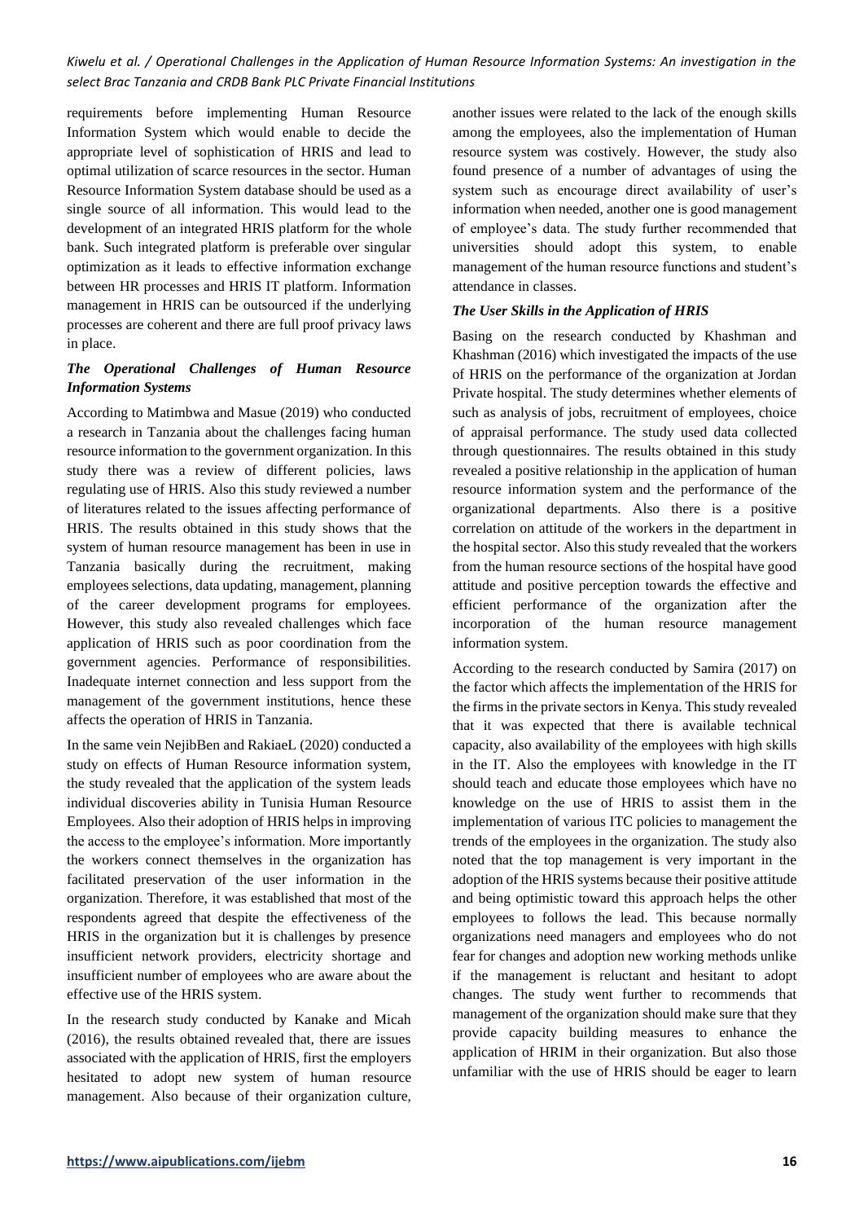requirements before implementing Human Resource Information System which would enable to decide the appropriate level of sophistication of HRIS and lead to optimal utilization of scarce resources in the sector. Human Resource Information System database should be used as a single source of all information. This would lead to the development of an integrated HRIS platform for the whole bank. Such integrated platform is preferable over singular optimization as it leads to effective information exchange between HR processes and HRIS IT platform. Information management in HRIS can be outsourced if the underlying processes are coherent and there are full proof privacy laws in place.

### *The Operational Challenges of Human Resource Information Systems*

According to Matimbwa and Masue (2019) who conducted a research in Tanzania about the challenges facing human resource information to the government organization. In this study there was a review of different policies, laws regulating use of HRIS. Also this study reviewed a number of literatures related to the issues affecting performance of HRIS. The results obtained in this study shows that the system of human resource management has been in use in Tanzania basically during the recruitment, making employees selections, data updating, management, planning of the career development programs for employees. However, this study also revealed challenges which face application of HRIS such as poor coordination from the government agencies. Performance of responsibilities. Inadequate internet connection and less support from the management of the government institutions, hence these affects the operation of HRIS in Tanzania.

In the same vein NejibBen and RakiaeL (2020) conducted a study on effects of Human Resource information system, the study revealed that the application of the system leads individual discoveries ability in Tunisia Human Resource Employees. Also their adoption of HRIS helps in improving the access to the employee's information. More importantly the workers connect themselves in the organization has facilitated preservation of the user information in the organization. Therefore, it was established that most of the respondents agreed that despite the effectiveness of the HRIS in the organization but it is challenges by presence insufficient network providers, electricity shortage and insufficient number of employees who are aware about the effective use of the HRIS system.

In the research study conducted by Kanake and Micah (2016), the results obtained revealed that, there are issues associated with the application of HRIS, first the employers hesitated to adopt new system of human resource management. Also because of their organization culture, another issues were related to the lack of the enough skills among the employees, also the implementation of Human resource system was costively. However, the study also found presence of a number of advantages of using the system such as encourage direct availability of user's information when needed, another one is good management of employee's data. The study further recommended that universities should adopt this system, to enable management of the human resource functions and student's attendance in classes.

### *The User Skills in the Application of HRIS*

Basing on the research conducted by Khashman and Khashman (2016) which investigated the impacts of the use of HRIS on the performance of the organization at Jordan Private hospital. The study determines whether elements of such as analysis of jobs, recruitment of employees, choice of appraisal performance. The study used data collected through questionnaires. The results obtained in this study revealed a positive relationship in the application of human resource information system and the performance of the organizational departments. Also there is a positive correlation on attitude of the workers in the department in the hospital sector. Also this study revealed that the workers from the human resource sections of the hospital have good attitude and positive perception towards the effective and efficient performance of the organization after the incorporation of the human resource management information system.

According to the research conducted by Samira (2017) on the factor which affects the implementation of the HRIS for the firms in the private sectors in Kenya. This study revealed that it was expected that there is available technical capacity, also availability of the employees with high skills in the IT. Also the employees with knowledge in the IT should teach and educate those employees which have no knowledge on the use of HRIS to assist them in the implementation of various ITC policies to management the trends of the employees in the organization. The study also noted that the top management is very important in the adoption of the HRIS systems because their positive attitude and being optimistic toward this approach helps the other employees to follows the lead. This because normally organizations need managers and employees who do not fear for changes and adoption new working methods unlike if the management is reluctant and hesitant to adopt changes. The study went further to recommends that management of the organization should make sure that they provide capacity building measures to enhance the application of HRIM in their organization. But also those unfamiliar with the use of HRIS should be eager to learn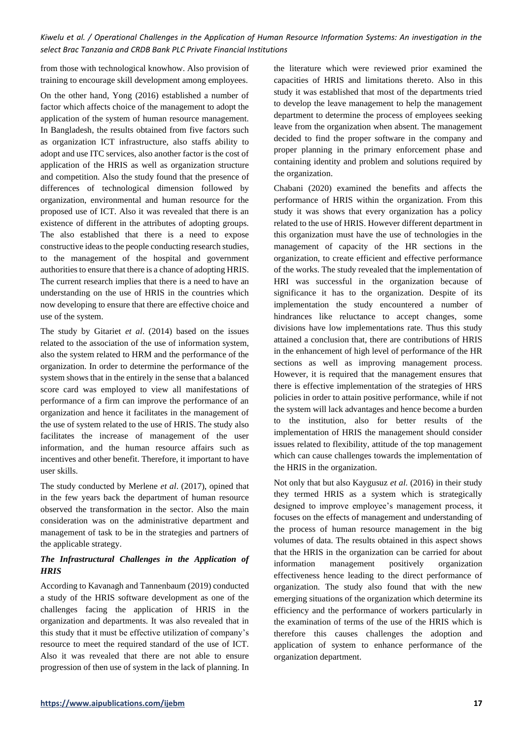from those with technological knowhow. Also provision of training to encourage skill development among employees.

On the other hand, Yong (2016) established a number of factor which affects choice of the management to adopt the application of the system of human resource management. In Bangladesh, the results obtained from five factors such as organization ICT infrastructure, also staffs ability to adopt and use ITC services, also another factor is the cost of application of the HRIS as well as organization structure and competition. Also the study found that the presence of differences of technological dimension followed by organization, environmental and human resource for the proposed use of ICT. Also it was revealed that there is an existence of different in the attributes of adopting groups. The also established that there is a need to expose constructive ideas to the people conducting research studies, to the management of the hospital and government authorities to ensure that there is a chance of adopting HRIS. The current research implies that there is a need to have an understanding on the use of HRIS in the countries which now developing to ensure that there are effective choice and use of the system.

The study by Gitariet *et al*. (2014) based on the issues related to the association of the use of information system, also the system related to HRM and the performance of the organization. In order to determine the performance of the system shows that in the entirely in the sense that a balanced score card was employed to view all manifestations of performance of a firm can improve the performance of an organization and hence it facilitates in the management of the use of system related to the use of HRIS. The study also facilitates the increase of management of the user information, and the human resource affairs such as incentives and other benefit. Therefore, it important to have user skills.

The study conducted by Merlene *et al*. (2017), opined that in the few years back the department of human resource observed the transformation in the sector. Also the main consideration was on the administrative department and management of task to be in the strategies and partners of the applicable strategy.

### *The Infrastructural Challenges in the Application of HRIS*

According to Kavanagh and Tannenbaum (2019) conducted a study of the HRIS software development as one of the challenges facing the application of HRIS in the organization and departments. It was also revealed that in this study that it must be effective utilization of company's resource to meet the required standard of the use of ICT. Also it was revealed that there are not able to ensure progression of then use of system in the lack of planning. In the literature which were reviewed prior examined the capacities of HRIS and limitations thereto. Also in this study it was established that most of the departments tried to develop the leave management to help the management department to determine the process of employees seeking leave from the organization when absent. The management decided to find the proper software in the company and proper planning in the primary enforcement phase and containing identity and problem and solutions required by the organization.

Chabani (2020) examined the benefits and affects the performance of HRIS within the organization. From this study it was shows that every organization has a policy related to the use of HRIS. However different department in this organization must have the use of technologies in the management of capacity of the HR sections in the organization, to create efficient and effective performance of the works. The study revealed that the implementation of HRI was successful in the organization because of significance it has to the organization. Despite of its implementation the study encountered a number of hindrances like reluctance to accept changes, some divisions have low implementations rate. Thus this study attained a conclusion that, there are contributions of HRIS in the enhancement of high level of performance of the HR sections as well as improving management process. However, it is required that the management ensures that there is effective implementation of the strategies of HRS policies in order to attain positive performance, while if not the system will lack advantages and hence become a burden to the institution, also for better results of the implementation of HRIS the management should consider issues related to flexibility, attitude of the top management which can cause challenges towards the implementation of the HRIS in the organization.

Not only that but also Kaygusuz *et al.* (2016) in their study they termed HRIS as a system which is strategically designed to improve employee's management process, it focuses on the effects of management and understanding of the process of human resource management in the big volumes of data. The results obtained in this aspect shows that the HRIS in the organization can be carried for about information management positively organization effectiveness hence leading to the direct performance of organization. The study also found that with the new emerging situations of the organization which determine its efficiency and the performance of workers particularly in the examination of terms of the use of the HRIS which is therefore this causes challenges the adoption and application of system to enhance performance of the organization department.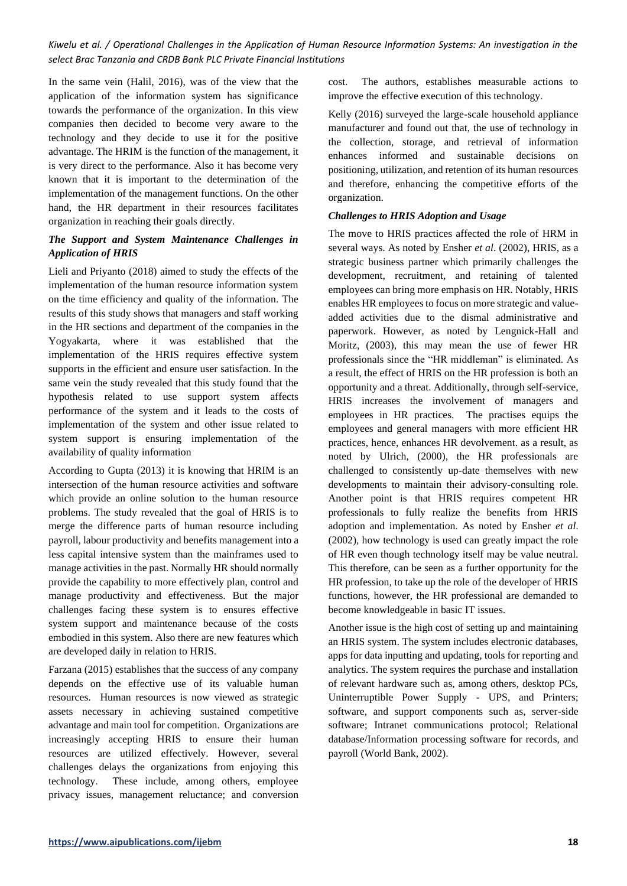In the same vein (Halil, 2016), was of the view that the application of the information system has significance towards the performance of the organization. In this view companies then decided to become very aware to the technology and they decide to use it for the positive advantage. The HRIM is the function of the management, it is very direct to the performance. Also it has become very known that it is important to the determination of the implementation of the management functions. On the other hand, the HR department in their resources facilitates organization in reaching their goals directly.

### *The Support and System Maintenance Challenges in Application of HRIS*

Lieli and Priyanto (2018) aimed to study the effects of the implementation of the human resource information system on the time efficiency and quality of the information. The results of this study shows that managers and staff working in the HR sections and department of the companies in the Yogyakarta, where it was established that the implementation of the HRIS requires effective system supports in the efficient and ensure user satisfaction. In the same vein the study revealed that this study found that the hypothesis related to use support system affects performance of the system and it leads to the costs of implementation of the system and other issue related to system support is ensuring implementation of the availability of quality information

According to Gupta (2013) it is knowing that HRIM is an intersection of the human resource activities and software which provide an online solution to the human resource problems. The study revealed that the goal of HRIS is to merge the difference parts of human resource including payroll, labour productivity and benefits management into a less capital intensive system than the mainframes used to manage activities in the past. Normally HR should normally provide the capability to more effectively plan, control and manage productivity and effectiveness. But the major challenges facing these system is to ensures effective system support and maintenance because of the costs embodied in this system. Also there are new features which are developed daily in relation to HRIS.

Farzana (2015) establishes that the success of any company depends on the effective use of its valuable human resources. Human resources is now viewed as strategic assets necessary in achieving sustained competitive advantage and main tool for competition. Organizations are increasingly accepting HRIS to ensure their human resources are utilized effectively. However, several challenges delays the organizations from enjoying this technology. These include, among others, employee privacy issues, management reluctance; and conversion cost. The authors, establishes measurable actions to improve the effective execution of this technology.

Kelly (2016) surveyed the large-scale household appliance manufacturer and found out that, the use of technology in the collection, storage, and retrieval of information enhances informed and sustainable decisions on positioning, utilization, and retention of its human resources and therefore, enhancing the competitive efforts of the organization.

### *Challenges to HRIS Adoption and Usage*

The move to HRIS practices affected the role of HRM in several ways. As noted by Ensher *et al*. (2002), HRIS, as a strategic business partner which primarily challenges the development, recruitment, and retaining of talented employees can bring more emphasis on HR. Notably, HRIS enables HR employees to focus on more strategic and value-added activities due to the dismal administrative and paperwork. However, as noted by Lengnick-Hall and Moritz, (2003), this may mean the use of fewer HR professionals since the "HR middleman" is eliminated. As a result, the effect of HRIS on the HR profession is both an opportunity and a threat. Additionally, through self-service, HRIS increases the involvement of managers and employees in HR practices. The practises equips the employees and general managers with more efficient HR practices, hence, enhances HR devolvement. as a result, as noted by Ulrich, (2000), the HR professionals are challenged to consistently up-date themselves with new developments to maintain their advisory-consulting role. Another point is that HRIS requires competent HR professionals to fully realize the benefits from HRIS adoption and implementation. As noted by Ensher *et al*. (2002), how technology is used can greatly impact the role of HR even though technology itself may be value neutral. This therefore, can be seen as a further opportunity for the HR profession, to take up the role of the developer of HRIS functions, however, the HR professional are demanded to become knowledgeable in basic IT issues.

Another issue is the high cost of setting up and maintaining an HRIS system. The system includes electronic databases, apps for data inputting and updating, tools for reporting and analytics. The system requires the purchase and installation of relevant hardware such as, among others, desktop PCs, Uninterruptible Power Supply - UPS, and Printers; software, and support components such as, server-side software; Intranet communications protocol; Relational database/Information processing software for records, and payroll (World Bank, 2002).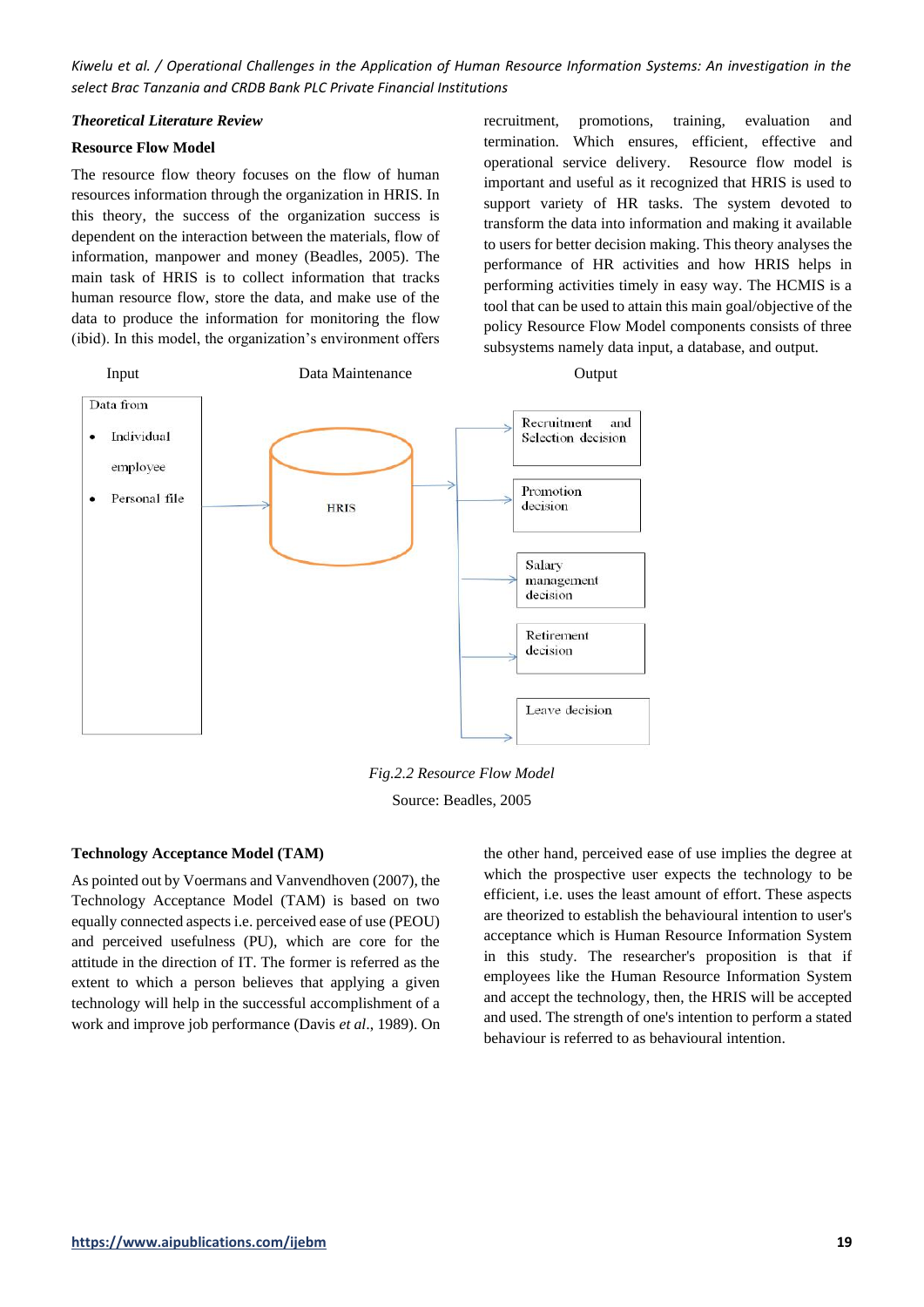### *Theoretical Literature Review*

#### Resource Flow Model

The resource flow theory focuses on the flow of human resources information through the organization in HRIS. In this theory, the success of the organization success is dependent on the interaction between the materials, flow of information, manpower and money (Beadles, 2005). The main task of HRIS is to collect information that tracks human resource flow, store the data, and make use of the data to produce the information for monitoring the flow (ibid). In this model, the organization's environment offers recruitment, promotions, training, evaluation and termination. Which ensures, efficient, effective and operational service delivery. Resource flow model is important and useful as it recognized that HRIS is used to support variety of HR tasks. The system devoted to transform the data into information and making it available to users for better decision making. This theory analyses the performance of HR activities and how HRIS helps in performing activities timely in easy way. The HCMIS is a tool that can be used to attain this main goal/objective of the policy Resource Flow Model components consists of three subsystems namely data input, a database, and output.

Input

Data from
- Individual employee
- Personal file

Data Maintenance

HRIS

Output

- Recruitment and Selection decision
- Promotion decision
- Salary management decision
- Retirement decision
- Leave decision

*Fig.2.2 Resource Flow Model*

Source: Beadles, 2005

#### Technology Acceptance Model (TAM)

As pointed out by Voermans and Vanvendhoven (2007), the Technology Acceptance Model (TAM) is based on two equally connected aspects i.e. perceived ease of use (PEOU) and perceived usefulness (PU), which are core for the attitude in the direction of IT. The former is referred as the extent to which a person believes that applying a given technology will help in the successful accomplishment of a work and improve job performance (Davis *et al*., 1989). On the other hand, perceived ease of use implies the degree at which the prospective user expects the technology to be efficient, i.e. uses the least amount of effort. These aspects are theorized to establish the behavioural intention to user's acceptance which is Human Resource Information System in this study. The researcher's proposition is that if employees like the Human Resource Information System and accept the technology, then, the HRIS will be accepted and used. The strength of one's intention to perform a stated behaviour is referred to as behavioural intention.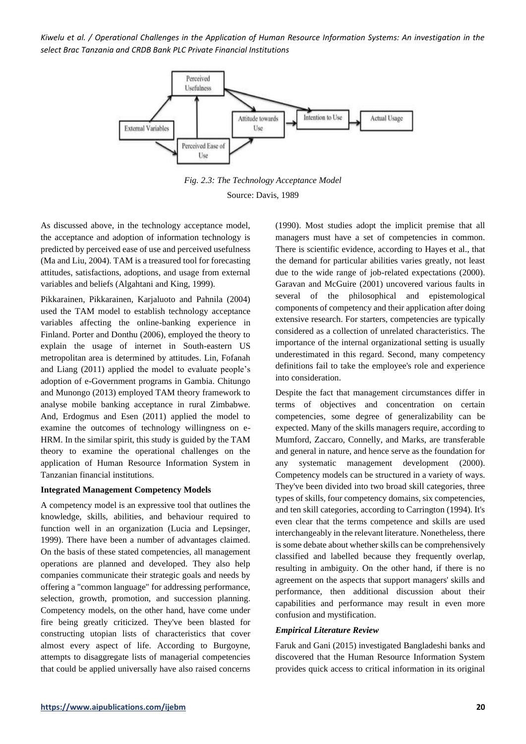*Fig. 2.3: The Technology Acceptance Model*

Source: Davis, 1989

As discussed above, in the technology acceptance model, the acceptance and adoption of information technology is predicted by perceived ease of use and perceived usefulness (Ma and Liu, 2004). TAM is a treasured tool for forecasting attitudes, satisfactions, adoptions, and usage from external variables and beliefs (Algahtani and King, 1999).

Pikkarainen, Pikkarainen, Karjaluoto and Pahnila (2004) used the TAM model to establish technology acceptance variables affecting the online-banking experience in Finland. Porter and Donthu (2006), employed the theory to explain the usage of internet in South-eastern US metropolitan area is determined by attitudes. Lin, Fofanah and Liang (2011) applied the model to evaluate people's adoption of e-Government programs in Gambia. Chitungo and Munongo (2013) employed TAM theory framework to analyse mobile banking acceptance in rural Zimbabwe. And, Erdogmus and Esen (2011) applied the model to examine the outcomes of technology willingness on e-HRM. In the similar spirit, this study is guided by the TAM theory to examine the operational challenges on the application of Human Resource Information System in Tanzanian financial institutions.

**Integrated Management Competency Models**

A competency model is an expressive tool that outlines the knowledge, skills, abilities, and behaviour required to function well in an organization (Lucia and Lepsinger, 1999). There have been a number of advantages claimed. On the basis of these stated competencies, all management operations are planned and developed. They also help companies communicate their strategic goals and needs by offering a "common language" for addressing performance, selection, growth, promotion, and succession planning. Competency models, on the other hand, have come under fire being greatly criticized. They've been blasted for constructing utopian lists of characteristics that cover almost every aspect of life. According to Burgoyne, attempts to disaggregate lists of managerial competencies that could be applied universally have also raised concerns (1990). Most studies adopt the implicit premise that all managers must have a set of competencies in common. There is scientific evidence, according to Hayes et al., that the demand for particular abilities varies greatly, not least due to the wide range of job-related expectations (2000). Garavan and McGuire (2001) uncovered various faults in several of the philosophical and epistemological components of competency and their application after doing extensive research. For starters, competencies are typically considered as a collection of unrelated characteristics. The importance of the internal organizational setting is usually underestimated in this regard. Second, many competency definitions fail to take the employee's role and experience into consideration.

Despite the fact that management circumstances differ in terms of objectives and concentration on certain competencies, some degree of generalizability can be expected. Many of the skills managers require, according to Mumford, Zaccaro, Connelly, and Marks, are transferable and general in nature, and hence serve as the foundation for any systematic management development (2000). Competency models can be structured in a variety of ways. They've been divided into two broad skill categories, three types of skills, four competency domains, six competencies, and ten skill categories, according to Carrington (1994). It's even clear that the terms competence and skills are used interchangeably in the relevant literature. Nonetheless, there is some debate about whether skills can be comprehensively classified and labelled because they frequently overlap, resulting in ambiguity. On the other hand, if there is no agreement on the aspects that support managers' skills and performance, then additional discussion about their capabilities and performance may result in even more confusion and mystification.

***Empirical Literature Review***

Faruk and Gani (2015) investigated Bangladeshi banks and discovered that the Human Resource Information System provides quick access to critical information in its original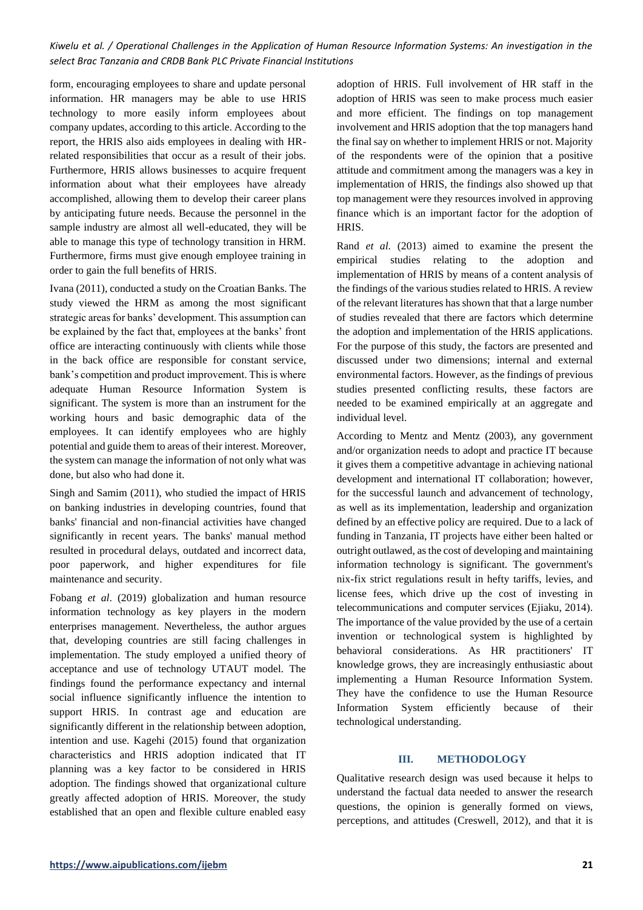form, encouraging employees to share and update personal information. HR managers may be able to use HRIS technology to more easily inform employees about company updates, according to this article. According to the report, the HRIS also aids employees in dealing with HR-related responsibilities that occur as a result of their jobs. Furthermore, HRIS allows businesses to acquire frequent information about what their employees have already accomplished, allowing them to develop their career plans by anticipating future needs. Because the personnel in the sample industry are almost all well-educated, they will be able to manage this type of technology transition in HRM. Furthermore, firms must give enough employee training in order to gain the full benefits of HRIS.

Ivana (2011), conducted a study on the Croatian Banks. The study viewed the HRM as among the most significant strategic areas for banks' development. This assumption can be explained by the fact that, employees at the banks' front office are interacting continuously with clients while those in the back office are responsible for constant service, bank's competition and product improvement. This is where adequate Human Resource Information System is significant. The system is more than an instrument for the working hours and basic demographic data of the employees. It can identify employees who are highly potential and guide them to areas of their interest. Moreover, the system can manage the information of not only what was done, but also who had done it.

Singh and Samim (2011), who studied the impact of HRIS on banking industries in developing countries, found that banks' financial and non-financial activities have changed significantly in recent years. The banks' manual method resulted in procedural delays, outdated and incorrect data, poor paperwork, and higher expenditures for file maintenance and security.

Fobang *et al*. (2019) globalization and human resource information technology as key players in the modern enterprises management. Nevertheless, the author argues that, developing countries are still facing challenges in implementation. The study employed a unified theory of acceptance and use of technology UTAUT model. The findings found the performance expectancy and internal social influence significantly influence the intention to support HRIS. In contrast age and education are significantly different in the relationship between adoption, intention and use. Kagehi (2015) found that organization characteristics and HRIS adoption indicated that IT planning was a key factor to be considered in HRIS adoption. The findings showed that organizational culture greatly affected adoption of HRIS. Moreover, the study established that an open and flexible culture enabled easy adoption of HRIS. Full involvement of HR staff in the adoption of HRIS was seen to make process much easier and more efficient. The findings on top management involvement and HRIS adoption that the top managers hand the final say on whether to implement HRIS or not. Majority of the respondents were of the opinion that a positive attitude and commitment among the managers was a key in implementation of HRIS, the findings also showed up that top management were they resources involved in approving finance which is an important factor for the adoption of HRIS.

Rand *et al.* (2013) aimed to examine the present the empirical studies relating to the adoption and implementation of HRIS by means of a content analysis of the findings of the various studies related to HRIS. A review of the relevant literatures has shown that that a large number of studies revealed that there are factors which determine the adoption and implementation of the HRIS applications. For the purpose of this study, the factors are presented and discussed under two dimensions; internal and external environmental factors. However, as the findings of previous studies presented conflicting results, these factors are needed to be examined empirically at an aggregate and individual level.

According to Mentz and Mentz (2003), any government and/or organization needs to adopt and practice IT because it gives them a competitive advantage in achieving national development and international IT collaboration; however, for the successful launch and advancement of technology, as well as its implementation, leadership and organization defined by an effective policy are required. Due to a lack of funding in Tanzania, IT projects have either been halted or outright outlawed, as the cost of developing and maintaining information technology is significant. The government's nix-fix strict regulations result in hefty tariffs, levies, and license fees, which drive up the cost of investing in telecommunications and computer services (Ejiaku, 2014). The importance of the value provided by the use of a certain invention or technological system is highlighted by behavioral considerations. As HR practitioners' IT knowledge grows, they are increasingly enthusiastic about implementing a Human Resource Information System. They have the confidence to use the Human Resource Information System efficiently because of their technological understanding.

## III. METHODOLOGY

Qualitative research design was used because it helps to understand the factual data needed to answer the research questions, the opinion is generally formed on views, perceptions, and attitudes (Creswell, 2012), and that it is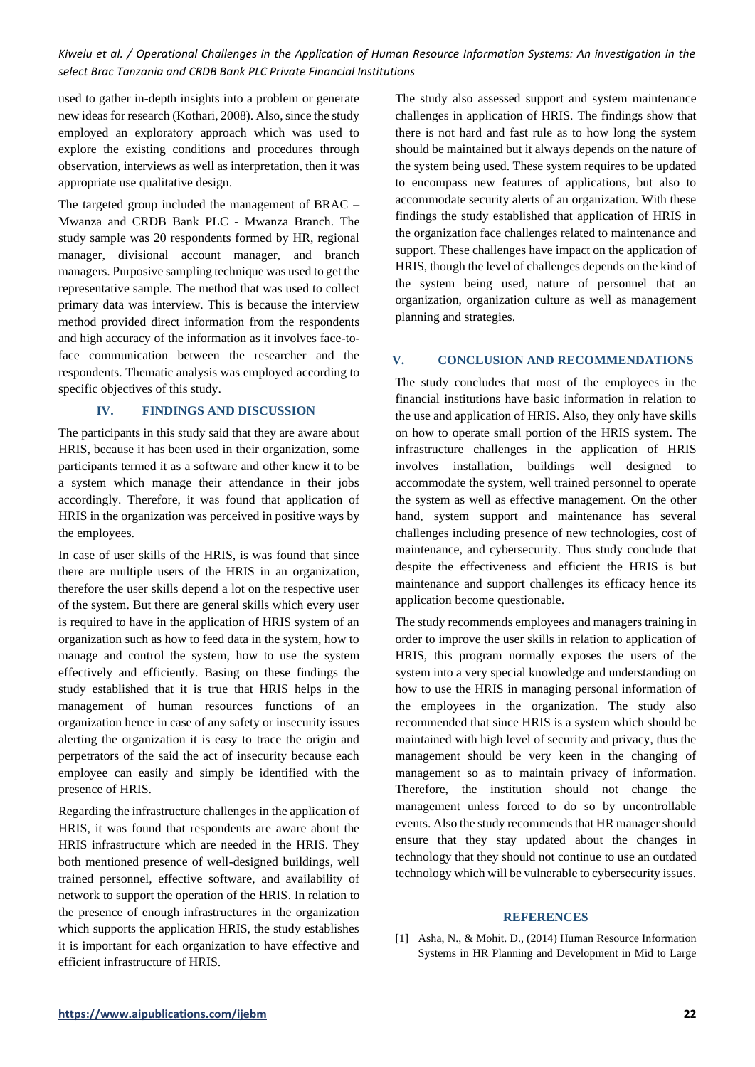used to gather in-depth insights into a problem or generate new ideas for research (Kothari, 2008). Also, since the study employed an exploratory approach which was used to explore the existing conditions and procedures through observation, interviews as well as interpretation, then it was appropriate use qualitative design.

The targeted group included the management of BRAC – Mwanza and CRDB Bank PLC - Mwanza Branch. The study sample was 20 respondents formed by HR, regional manager, divisional account manager, and branch managers. Purposive sampling technique was used to get the representative sample. The method that was used to collect primary data was interview. This is because the interview method provided direct information from the respondents and high accuracy of the information as it involves face-to-face communication between the researcher and the respondents. Thematic analysis was employed according to specific objectives of this study.

## IV. FINDINGS AND DISCUSSION

The participants in this study said that they are aware about HRIS, because it has been used in their organization, some participants termed it as a software and other knew it to be a system which manage their attendance in their jobs accordingly. Therefore, it was found that application of HRIS in the organization was perceived in positive ways by the employees.

In case of user skills of the HRIS, is was found that since there are multiple users of the HRIS in an organization, therefore the user skills depend a lot on the respective user of the system. But there are general skills which every user is required to have in the application of HRIS system of an organization such as how to feed data in the system, how to manage and control the system, how to use the system effectively and efficiently. Basing on these findings the study established that it is true that HRIS helps in the management of human resources functions of an organization hence in case of any safety or insecurity issues alerting the organization it is easy to trace the origin and perpetrators of the said the act of insecurity because each employee can easily and simply be identified with the presence of HRIS.

Regarding the infrastructure challenges in the application of HRIS, it was found that respondents are aware about the HRIS infrastructure which are needed in the HRIS. They both mentioned presence of well-designed buildings, well trained personnel, effective software, and availability of network to support the operation of the HRIS. In relation to the presence of enough infrastructures in the organization which supports the application HRIS, the study establishes it is important for each organization to have effective and efficient infrastructure of HRIS.

The study also assessed support and system maintenance challenges in application of HRIS. The findings show that there is not hard and fast rule as to how long the system should be maintained but it always depends on the nature of the system being used. These system requires to be updated to encompass new features of applications, but also to accommodate security alerts of an organization. With these findings the study established that application of HRIS in the organization face challenges related to maintenance and support. These challenges have impact on the application of HRIS, though the level of challenges depends on the kind of the system being used, nature of personnel that an organization, organization culture as well as management planning and strategies.

## V. CONCLUSION AND RECOMMENDATIONS

The study concludes that most of the employees in the financial institutions have basic information in relation to the use and application of HRIS. Also, they only have skills on how to operate small portion of the HRIS system. The infrastructure challenges in the application of HRIS involves installation, buildings well designed to accommodate the system, well trained personnel to operate the system as well as effective management. On the other hand, system support and maintenance has several challenges including presence of new technologies, cost of maintenance, and cybersecurity. Thus study conclude that despite the effectiveness and efficient the HRIS is but maintenance and support challenges its efficacy hence its application become questionable.

The study recommends employees and managers training in order to improve the user skills in relation to application of HRIS, this program normally exposes the users of the system into a very special knowledge and understanding on how to use the HRIS in managing personal information of the employees in the organization. The study also recommended that since HRIS is a system which should be maintained with high level of security and privacy, thus the management should be very keen in the changing of management so as to maintain privacy of information. Therefore, the institution should not change the management unless forced to do so by uncontrollable events. Also the study recommends that HR manager should ensure that they stay updated about the changes in technology that they should not continue to use an outdated technology which will be vulnerable to cybersecurity issues.

## REFERENCES

[1] Asha, N., & Mohit. D., (2014) Human Resource Information Systems in HR Planning and Development in Mid to Large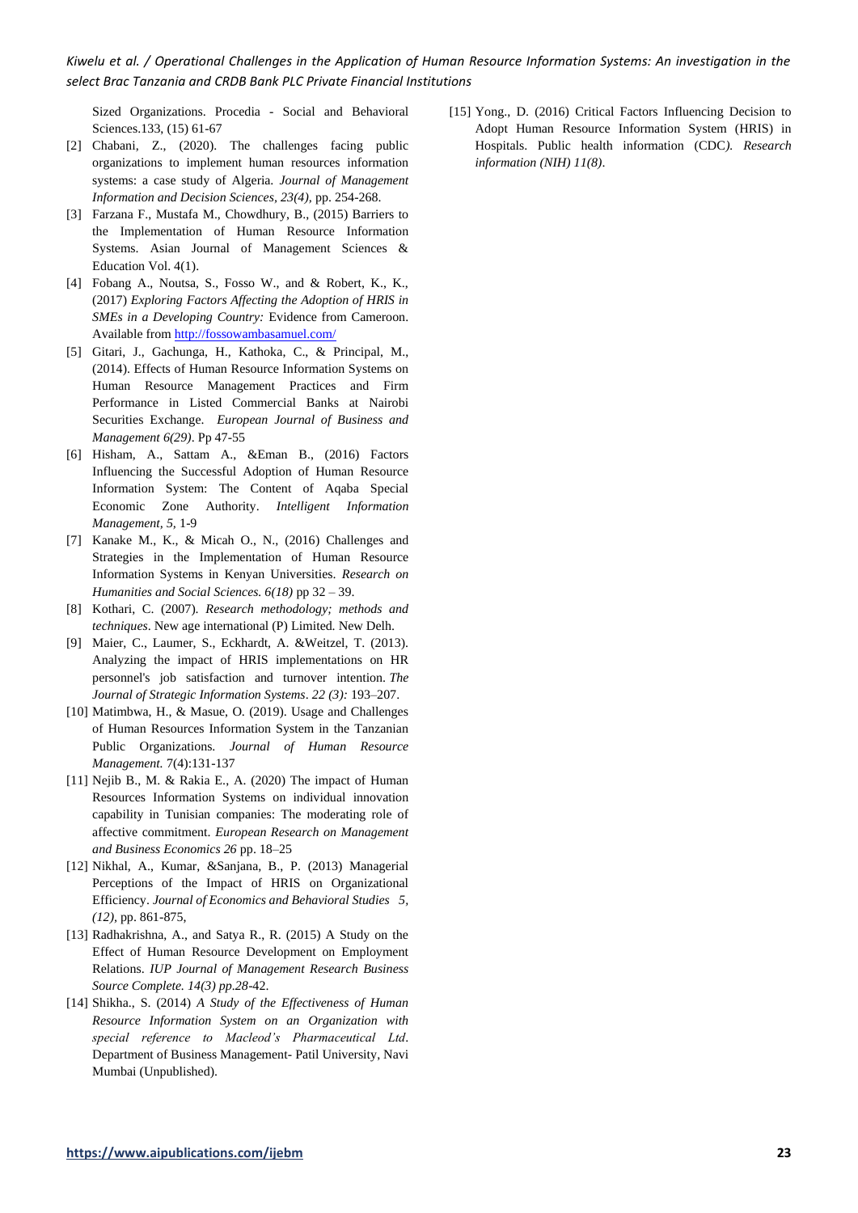Sized Organizations. Procedia - Social and Behavioral Sciences.133, (15) 61-67

[2] Chabani, Z., (2020). The challenges facing public organizations to implement human resources information systems: a case study of Algeria. *Journal of Management Information and Decision Sciences, 23(4),* pp. 254-268.

[3] Farzana F., Mustafa M., Chowdhury, B., (2015) Barriers to the Implementation of Human Resource Information Systems. Asian Journal of Management Sciences & Education Vol. 4(1).

[4] Fobang A., Noutsa, S., Fosso W., and & Robert, K., K., (2017) *Exploring Factors Affecting the Adoption of HRIS in SMEs in a Developing Country:* Evidence from Cameroon. Available from http://fossowambasamuel.com/

[5] Gitari, J., Gachunga, H., Kathoka, C., & Principal, M., (2014). Effects of Human Resource Information Systems on Human Resource Management Practices and Firm Performance in Listed Commercial Banks at Nairobi Securities Exchange. *European Journal of Business and Management 6(29)*. Pp 47-55

[6] Hisham, A., Sattam A., &Eman B., (2016) Factors Influencing the Successful Adoption of Human Resource Information System: The Content of Aqaba Special Economic Zone Authority. *Intelligent Information Management, 5,* 1-9

[7] Kanake M., K., & Micah O., N., (2016) Challenges and Strategies in the Implementation of Human Resource Information Systems in Kenyan Universities. *Research on Humanities and Social Sciences. 6(18)* pp 32 – 39.

[8] Kothari, C. (2007). *Research methodology; methods and techniques*. New age international (P) Limited. New Delh.

[9] Maier, C., Laumer, S., Eckhardt, A. &Weitzel, T. (2013). Analyzing the impact of HRIS implementations on HR personnel's job satisfaction and turnover intention. *The Journal of Strategic Information Systems*. *22 (3):* 193–207.

[10] Matimbwa, H., & Masue, O. (2019). Usage and Challenges of Human Resources Information System in the Tanzanian Public Organizations. *Journal of Human Resource Management.* 7(4):131-137

[11] Nejib B., M. & Rakia E., A. (2020) The impact of Human Resources Information Systems on individual innovation capability in Tunisian companies: The moderating role of affective commitment. *European Research on Management and Business Economics 26* pp. 18–25

[12] Nikhal, A., Kumar, &Sanjana, B., P. (2013) Managerial Perceptions of the Impact of HRIS on Organizational Efficiency. *Journal of Economics and Behavioral Studies 5, (12),* pp. 861-875,

[13] Radhakrishna, A., and Satya R., R. (2015) A Study on the Effect of Human Resource Development on Employment Relations. *IUP Journal of Management Research Business Source Complete. 14(3) pp.28*-42.

[14] Shikha., S. (2014) *A Study of the Effectiveness of Human Resource Information System on an Organization with special reference to Macleod's Pharmaceutical Ltd*. Department of Business Management- Patil University, Navi Mumbai (Unpublished).

[15] Yong., D. (2016) Critical Factors Influencing Decision to Adopt Human Resource Information System (HRIS) in Hospitals. Public health information (CDC*). Research information (NIH) 11(8)*.